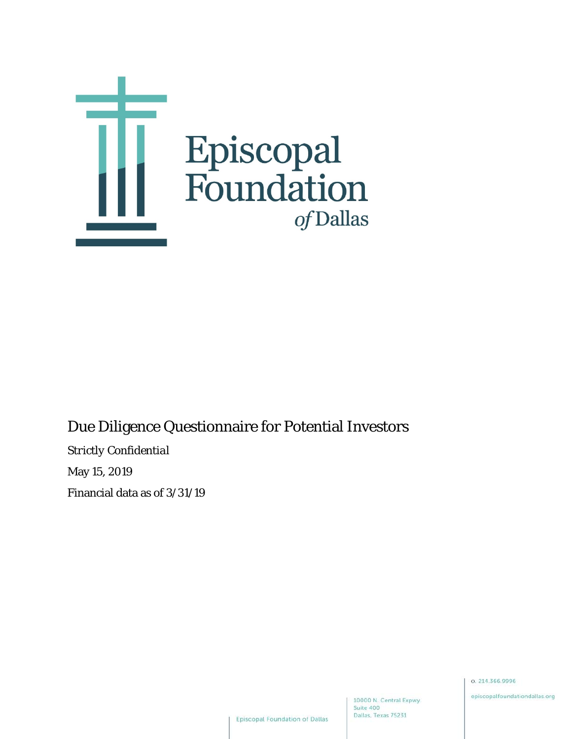# Episcopal Foundation *of* Dallas

## Due Diligence Questionnaire for Potential Investors

Strictly Confidential

May 15, 2019

Financial data as of 3/31/19

Episcopal Foundation of Dallas

10000 N. Central Expwy
Suite 400
Dallas, Texas 75231

O. 214.366.9996

episcopalfoundationdallas.org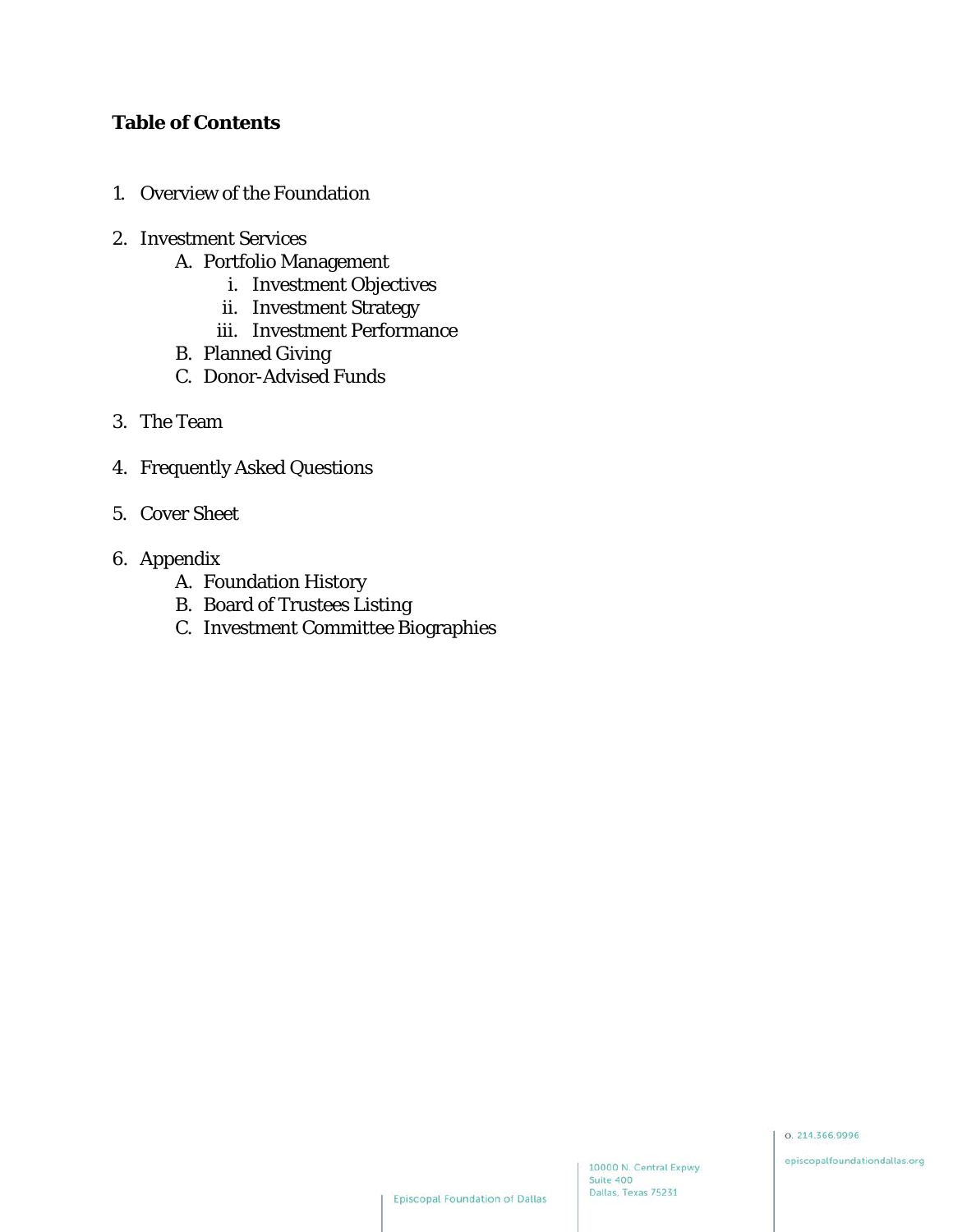**Table of Contents**

1. Overview of the Foundation

2. Investment Services
    - A. Portfolio Management
        - i. Investment Objectives
        - ii. Investment Strategy
        - iii. Investment Performance
    - B. Planned Giving
    - C. Donor-Advised Funds

3. The Team

4. Frequently Asked Questions

5. Cover Sheet

6. Appendix
    - A. Foundation History
    - B. Board of Trustees Listing
    - C. Investment Committee Biographies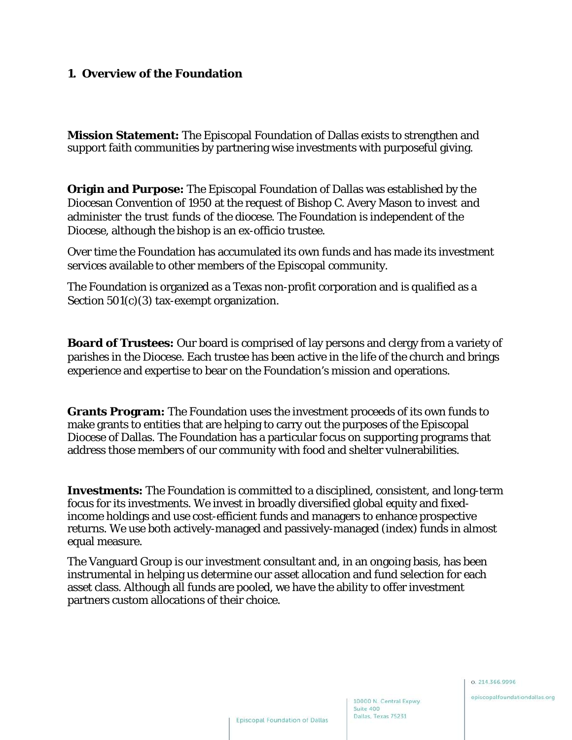## 1. Overview of the Foundation

**Mission Statement:** The Episcopal Foundation of Dallas exists to strengthen and support faith communities by partnering wise investments with purposeful giving.

**Origin and Purpose:** The Episcopal Foundation of Dallas was established by the Diocesan Convention of 1950 at the request of Bishop C. Avery Mason to invest and administer the trust funds of the diocese. The Foundation is independent of the Diocese, although the bishop is an ex-officio trustee.

Over time the Foundation has accumulated its own funds and has made its investment services available to other members of the Episcopal community.

The Foundation is organized as a Texas non-profit corporation and is qualified as a Section 501(c)(3) tax-exempt organization.

**Board of Trustees:** Our board is comprised of lay persons and clergy from a variety of parishes in the Diocese. Each trustee has been active in the life of the church and brings experience and expertise to bear on the Foundation's mission and operations.

**Grants Program:** The Foundation uses the investment proceeds of its own funds to make grants to entities that are helping to carry out the purposes of the Episcopal Diocese of Dallas. The Foundation has a particular focus on supporting programs that address those members of our community with food and shelter vulnerabilities.

**Investments:** The Foundation is committed to a disciplined, consistent, and long-term focus for its investments. We invest in broadly diversified global equity and fixed-income holdings and use cost-efficient funds and managers to enhance prospective returns. We use both actively-managed and passively-managed (index) funds in almost equal measure.

The Vanguard Group is our investment consultant and, in an ongoing basis, has been instrumental in helping us determine our asset allocation and fund selection for each asset class. Although all funds are pooled, we have the ability to offer investment partners custom allocations of their choice.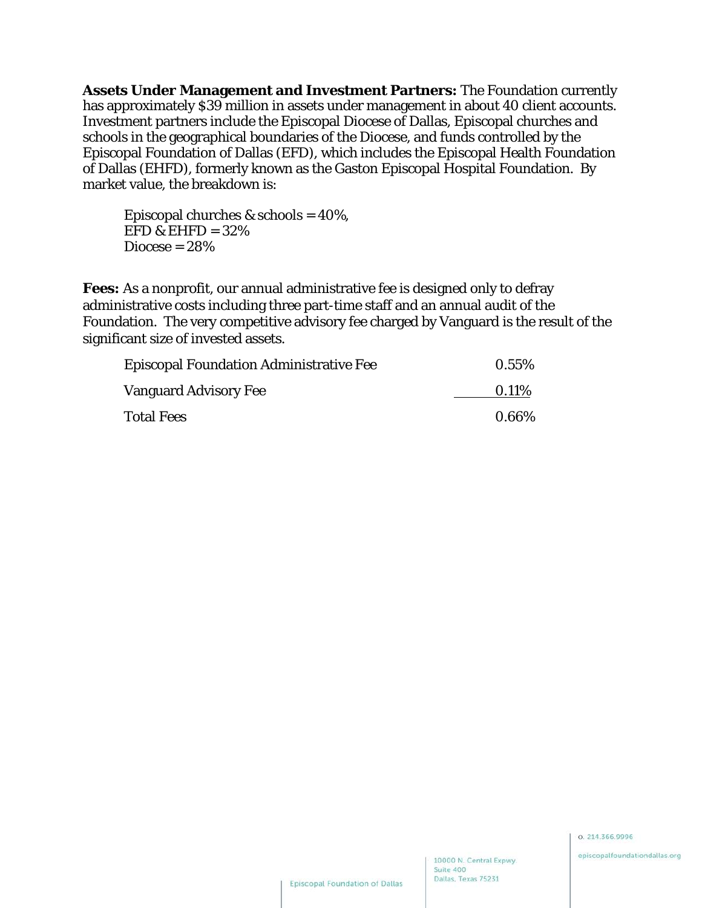**Assets Under Management and Investment Partners:** The Foundation currently has approximately $39 million in assets under management in about 40 client accounts. Investment partners include the Episcopal Diocese of Dallas, Episcopal churches and schools in the geographical boundaries of the Diocese, and funds controlled by the Episcopal Foundation of Dallas (EFD), which includes the Episcopal Health Foundation of Dallas (EHFD), formerly known as the Gaston Episcopal Hospital Foundation. By market value, the breakdown is:

Episcopal churches & schools = 40%,
EFD & EHFD = 32%
Diocese = 28%

**Fees:** As a nonprofit, our annual administrative fee is designed only to defray administrative costs including three part-time staff and an annual audit of the Foundation. The very competitive advisory fee charged by Vanguard is the result of the significant size of invested assets.

| | |
|---|---|
| Episcopal Foundation Administrative Fee | 0.55% |
| Vanguard Advisory Fee | 0.11% |
| Total Fees | 0.66% |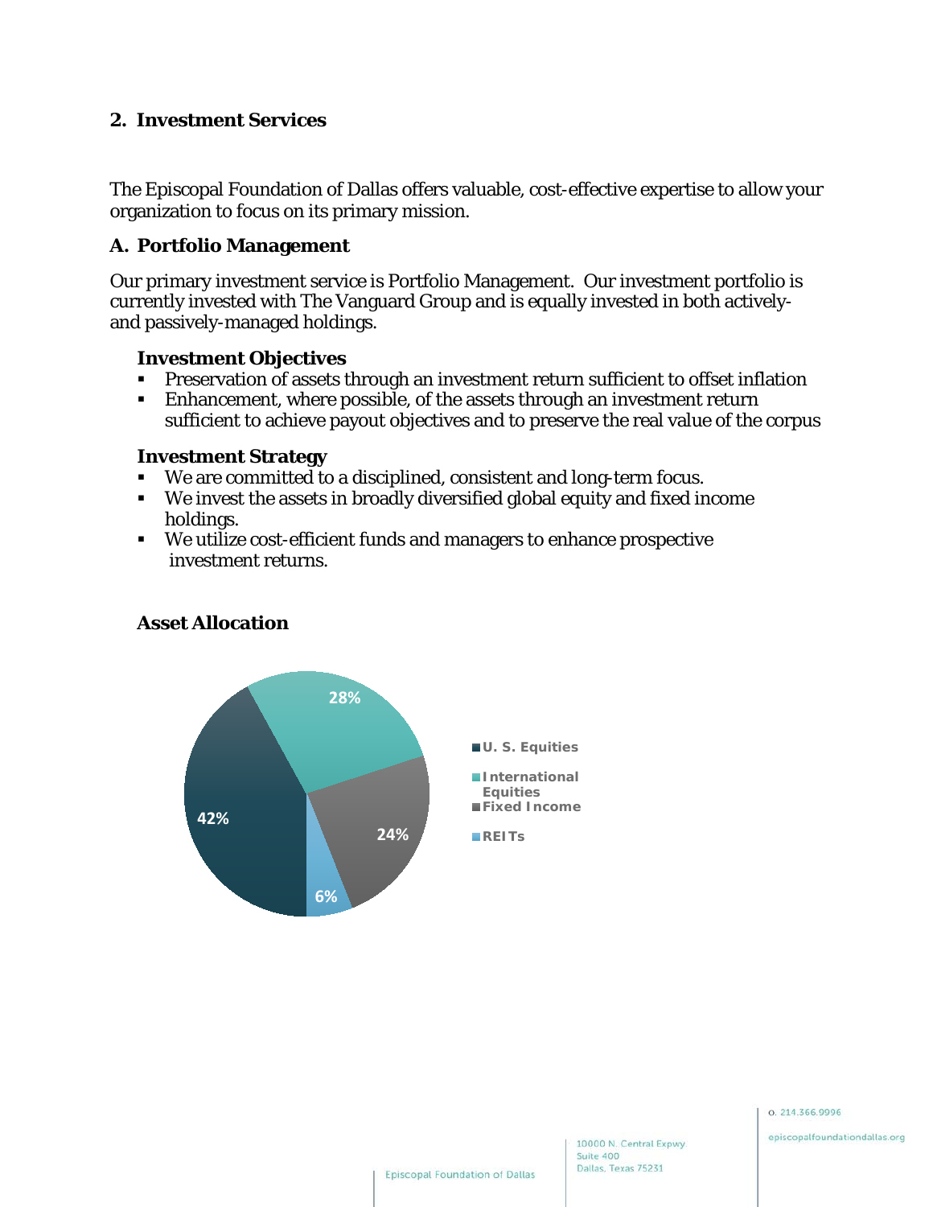## 2. Investment Services

The Episcopal Foundation of Dallas offers valuable, cost-effective expertise to allow your organization to focus on its primary mission.

### A. Portfolio Management

Our primary investment service is Portfolio Management. Our investment portfolio is currently invested with The Vanguard Group and is equally invested in both actively- and passively-managed holdings.

**Investment Objectives**

- Preservation of assets through an investment return sufficient to offset inflation
- Enhancement, where possible, of the assets through an investment return sufficient to achieve payout objectives and to preserve the real value of the corpus

**Investment Strategy**

- We are committed to a disciplined, consistent and long-term focus.
- We invest the assets in broadly diversified global equity and fixed income holdings.
- We utilize cost-efficient funds and managers to enhance prospective investment returns.

**Asset Allocation**

| Asset Class | Allocation |
| --- | --- |
| U. S. Equities | 42% |
| International Equities | 28% |
| Fixed Income | 24% |
| REITs | 6% |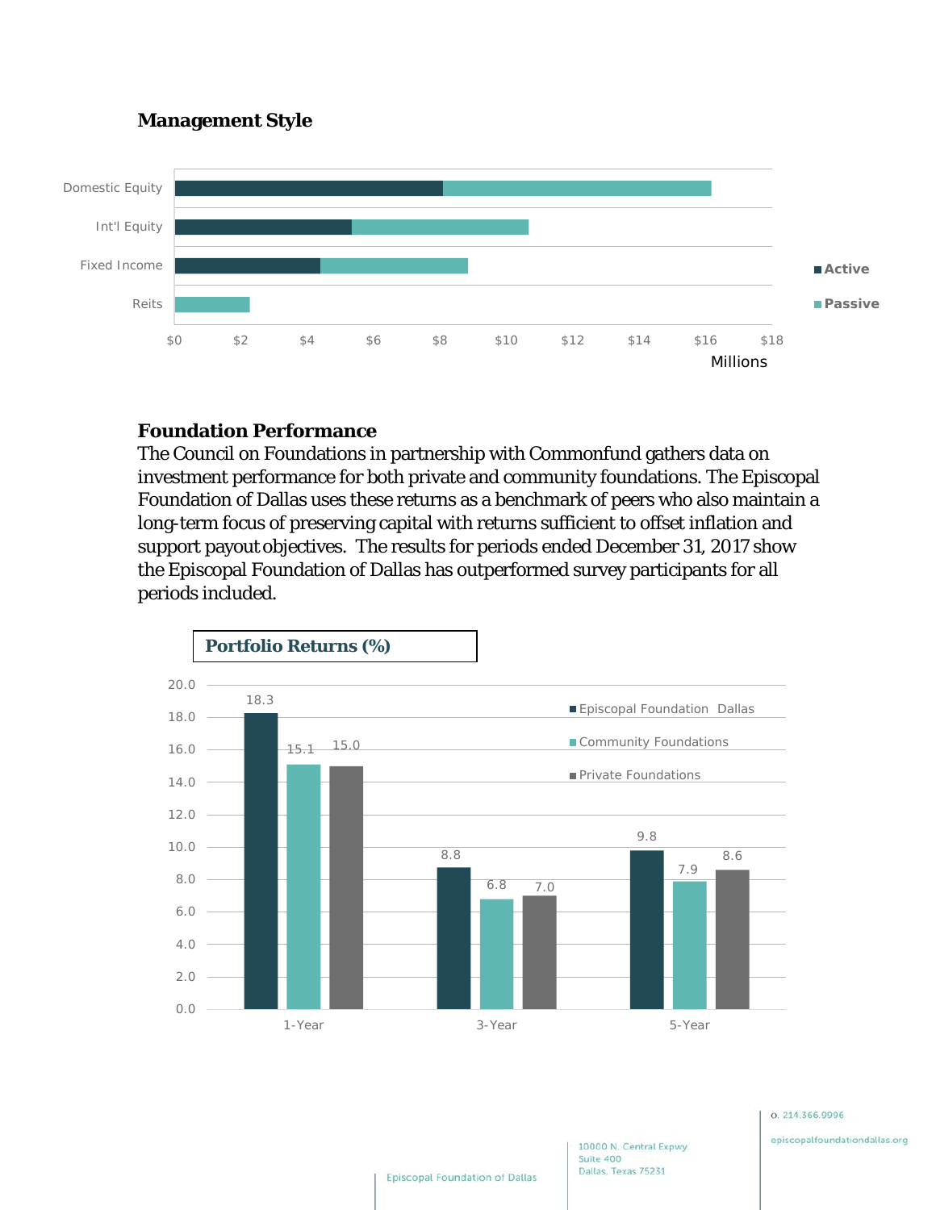## Management Style

Domestic Equity
Int'l Equity
Fixed Income
Reits

$0 $2 $4 $6 $8 $10 $12 $14 $16 $18
Millions

Active
Passive

## Foundation Performance

The Council on Foundations in partnership with Commonfund gathers data on investment performance for both private and community foundations. The Episcopal Foundation of Dallas uses these returns as a benchmark of peers who also maintain a long-term focus of preserving capital with returns sufficient to offset inflation and support payout objectives. The results for periods ended December 31, 2017 show the Episcopal Foundation of Dallas has outperformed survey participants for all periods included.

**Portfolio Returns (%)**

| | 1-Year | 3-Year | 5-Year |
|---|---|---|---|
| Episcopal Foundation Dallas | 18.3 | 8.8 | 9.8 |
| Community Foundations | 15.1 | 6.8 | 7.9 |
| Private Foundations | 15.0 | 7.0 | 8.6 |

Episcopal Foundation of Dallas

10000 N. Central Expwy
Suite 400
Dallas, Texas 75231

o. 214.366.9996

episcopalfoundationdallas.org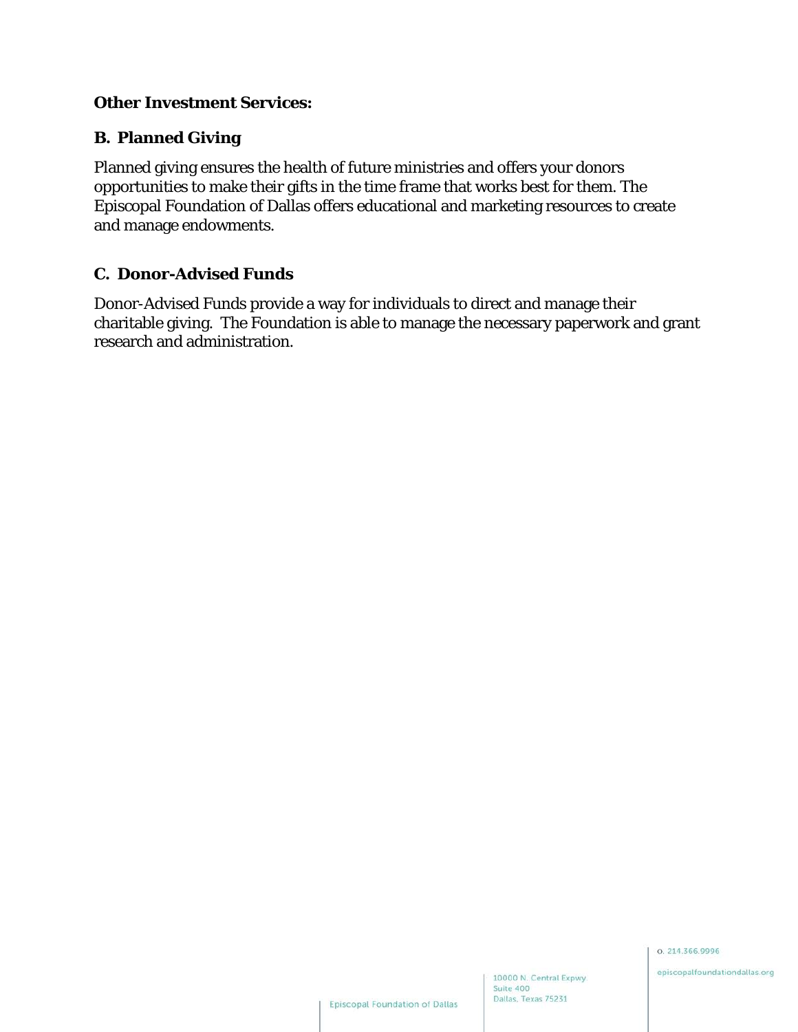**Other Investment Services:**

### B. Planned Giving

Planned giving ensures the health of future ministries and offers your donors opportunities to make their gifts in the time frame that works best for them. The Episcopal Foundation of Dallas offers educational and marketing resources to create and manage endowments.

### C. Donor-Advised Funds

Donor-Advised Funds provide a way for individuals to direct and manage their charitable giving. The Foundation is able to manage the necessary paperwork and grant research and administration.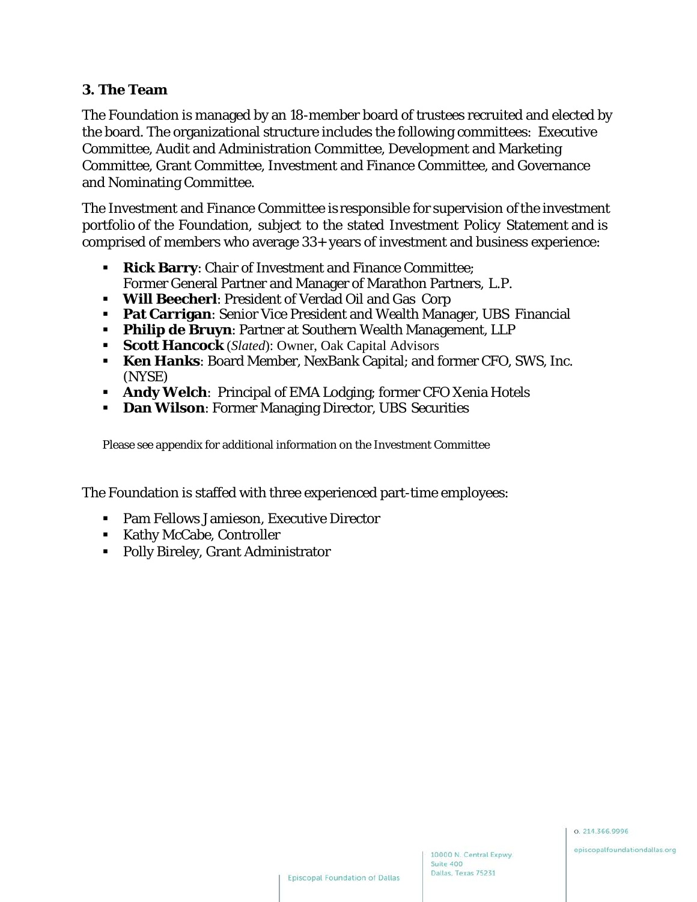### 3. The Team

The Foundation is managed by an 18-member board of trustees recruited and elected by the board. The organizational structure includes the following committees: Executive Committee, Audit and Administration Committee, Development and Marketing Committee, Grant Committee, Investment and Finance Committee, and Governance and Nominating Committee.

The Investment and Finance Committee is responsible for supervision of the investment portfolio of the Foundation, subject to the stated Investment Policy Statement and is comprised of members who average 33+ years of investment and business experience:

- **Rick Barry**: Chair of Investment and Finance Committee; Former General Partner and Manager of Marathon Partners, L.P.
- **Will Beecherl**: President of Verdad Oil and Gas Corp
- **Pat Carrigan**: Senior Vice President and Wealth Manager, UBS Financial
- **Philip de Bruyn**: Partner at Southern Wealth Management, LLP
- **Scott Hancock** (*Slated*): Owner, Oak Capital Advisors
- **Ken Hanks**: Board Member, NexBank Capital; and former CFO, SWS, Inc. (NYSE)
- **Andy Welch**: Principal of EMA Lodging; former CFO Xenia Hotels
- **Dan Wilson**: Former Managing Director, UBS Securities

Please see appendix for additional information on the Investment Committee

The Foundation is staffed with three experienced part-time employees:

- Pam Fellows Jamieson, Executive Director
- Kathy McCabe, Controller
- Polly Bireley, Grant Administrator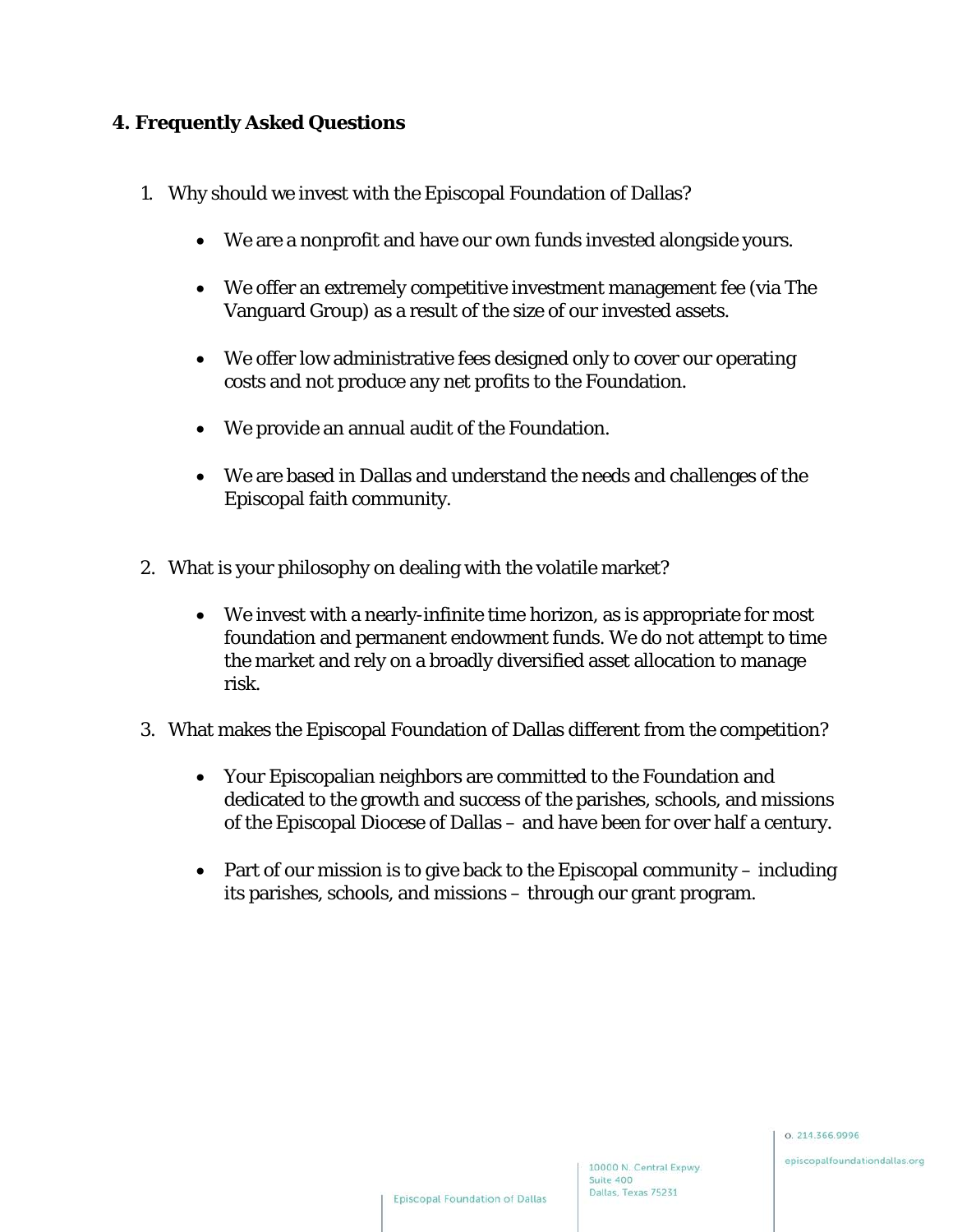## 4. Frequently Asked Questions

1. Why should we invest with the Episcopal Foundation of Dallas?

    - We are a nonprofit and have our own funds invested alongside yours.
    - We offer an extremely competitive investment management fee (via The Vanguard Group) as a result of the size of our invested assets.
    - We offer low administrative fees designed only to cover our operating costs and not produce any net profits to the Foundation.
    - We provide an annual audit of the Foundation.
    - We are based in Dallas and understand the needs and challenges of the Episcopal faith community.

2. What is your philosophy on dealing with the volatile market?

    - We invest with a nearly-infinite time horizon, as is appropriate for most foundation and permanent endowment funds. We do not attempt to time the market and rely on a broadly diversified asset allocation to manage risk.

3. What makes the Episcopal Foundation of Dallas different from the competition?

    - Your Episcopalian neighbors are committed to the Foundation and dedicated to the growth and success of the parishes, schools, and missions of the Episcopal Diocese of Dallas – and have been for over half a century.
    - Part of our mission is to give back to the Episcopal community – including its parishes, schools, and missions – through our grant program.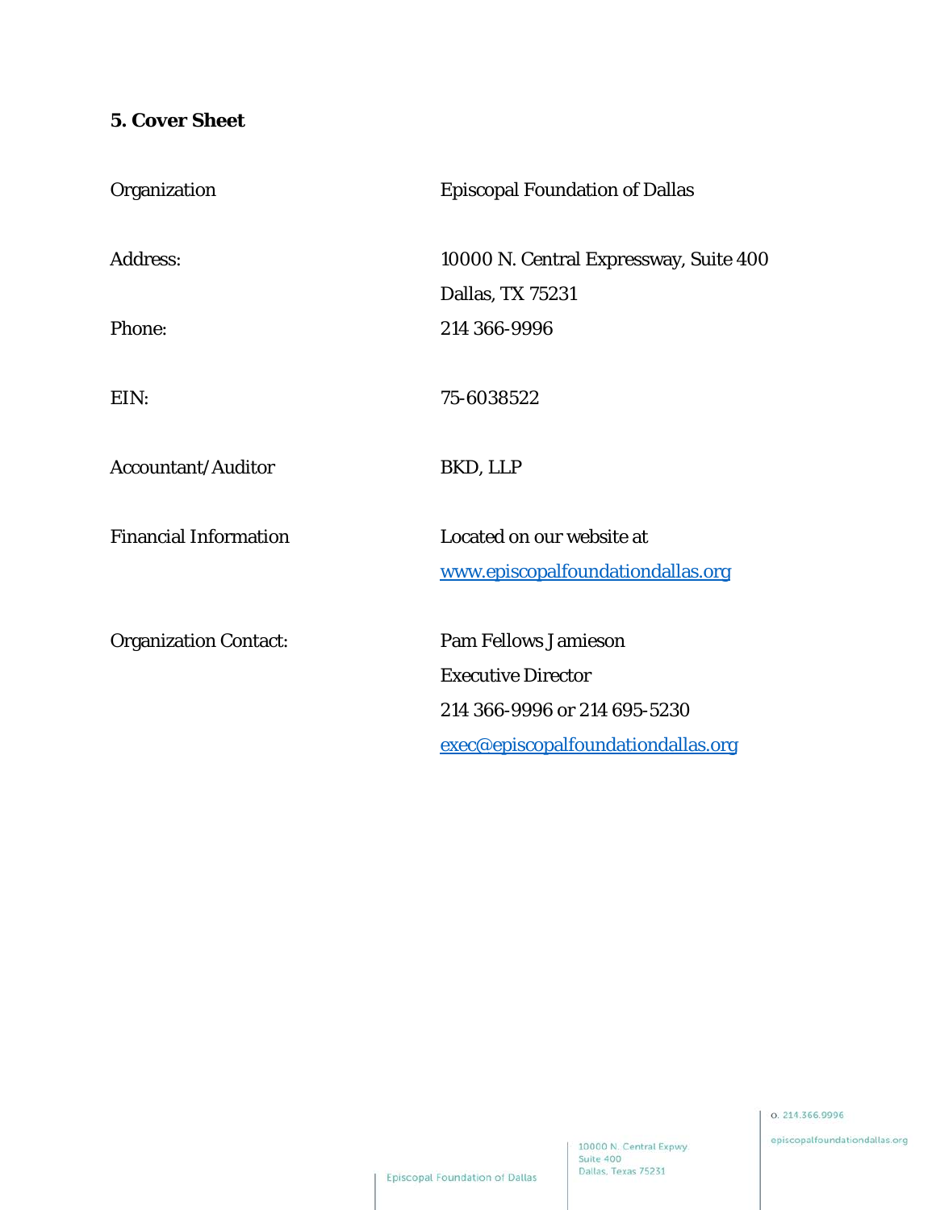## 5. Cover Sheet

| | |
|---|---|
| Organization | Episcopal Foundation of Dallas |
| Address: | 10000 N. Central Expressway, Suite 400<br>Dallas, TX 75231 |
| Phone: | 214 366-9996 |
| EIN: | 75-6038522 |
| Accountant/Auditor | BKD, LLP |
| Financial Information | Located on our website at<br>www.episcopalfoundationdallas.org |
| Organization Contact: | Pam Fellows Jamieson<br>Executive Director<br>214 366-9996 or 214 695-5230<br>exec@episcopalfoundationdallas.org |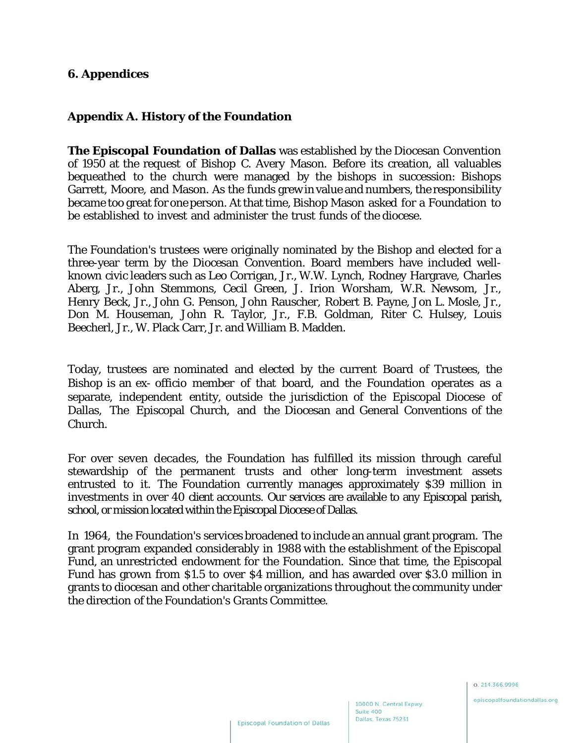## 6. Appendices

### Appendix A. History of the Foundation

**The Episcopal Foundation of Dallas** was established by the Diocesan Convention of 1950 at the request of Bishop C. Avery Mason. Before its creation, all valuables bequeathed to the church were managed by the bishops in succession: Bishops Garrett, Moore, and Mason. As the funds grew in value and numbers, the responsibility became too great for one person. At that time, Bishop Mason asked for a Foundation to be established to invest and administer the trust funds of the diocese.

The Foundation's trustees were originally nominated by the Bishop and elected for a three-year term by the Diocesan Convention. Board members have included well-known civic leaders such as Leo Corrigan, Jr., W.W. Lynch, Rodney Hargrave, Charles Aberg, Jr., John Stemmons, Cecil Green, J. Irion Worsham, W.R. Newsom, Jr., Henry Beck, Jr., John G. Penson, John Rauscher, Robert B. Payne, Jon L. Mosle, Jr., Don M. Houseman, John R. Taylor, Jr., F.B. Goldman, Riter C. Hulsey, Louis Beecherl, Jr., W. Plack Carr, Jr. and William B. Madden.

Today, trustees are nominated and elected by the current Board of Trustees, the Bishop is an ex- officio member of that board, and the Foundation operates as a separate, independent entity, outside the jurisdiction of the Episcopal Diocese of Dallas, The Episcopal Church, and the Diocesan and General Conventions of the Church.

For over seven decades, the Foundation has fulfilled its mission through careful stewardship of the permanent trusts and other long-term investment assets entrusted to it. The Foundation currently manages approximately $39 million in investments in over 40 client accounts. Our services are available to any Episcopal parish, school, or mission located within the Episcopal Diocese of Dallas.

In 1964, the Foundation's services broadened to include an annual grant program. The grant program expanded considerably in 1988 with the establishment of the Episcopal Fund, an unrestricted endowment for the Foundation. Since that time, the Episcopal Fund has grown from $1.5 to over $4 million, and has awarded over $3.0 million in grants to diocesan and other charitable organizations throughout the community under the direction of the Foundation's Grants Committee.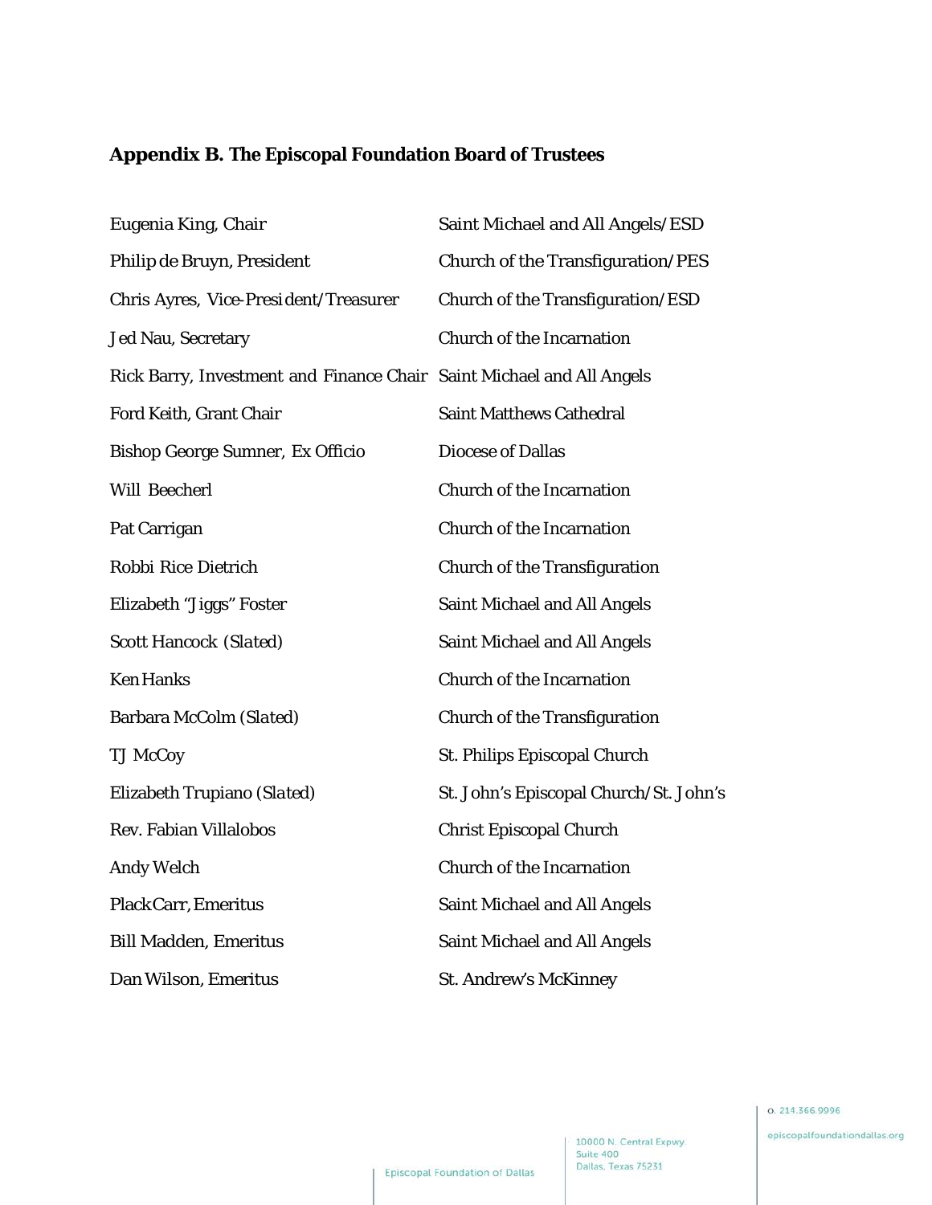## Appendix B. The Episcopal Foundation Board of Trustees

| | |
|---|---|
| Eugenia King, Chair | Saint Michael and All Angels/ESD |
| Philip de Bruyn, President | Church of the Transfiguration/PES |
| Chris Ayres, Vice-President/Treasurer | Church of the Transfiguration/ESD |
| Jed Nau, Secretary | Church of the Incarnation |
| Rick Barry, Investment and Finance Chair | Saint Michael and All Angels |
| Ford Keith, Grant Chair | Saint Matthews Cathedral |
| Bishop George Sumner, Ex Officio | Diocese of Dallas |
| Will Beecherl | Church of the Incarnation |
| Pat Carrigan | Church of the Incarnation |
| Robbi Rice Dietrich | Church of the Transfiguration |
| Elizabeth “Jiggs” Foster | Saint Michael and All Angels |
| Scott Hancock (*Slated*) | Saint Michael and All Angels |
| Ken Hanks | Church of the Incarnation |
| Barbara McColm (*Slated*) | Church of the Transfiguration |
| TJ McCoy | St. Philips Episcopal Church |
| Elizabeth Trupiano (*Slated*) | St. John’s Episcopal Church/St. John’s |
| Rev. Fabian Villalobos | Christ Episcopal Church |
| Andy Welch | Church of the Incarnation |
| Plack Carr, Emeritus | Saint Michael and All Angels |
| Bill Madden, Emeritus | Saint Michael and All Angels |
| Dan Wilson, Emeritus | St. Andrew’s McKinney |

Episcopal Foundation of Dallas
10000 N. Central Expwy
Suite 400
Dallas, Texas 75231
O. 214.366.9996
episcopalfoundationdallas.org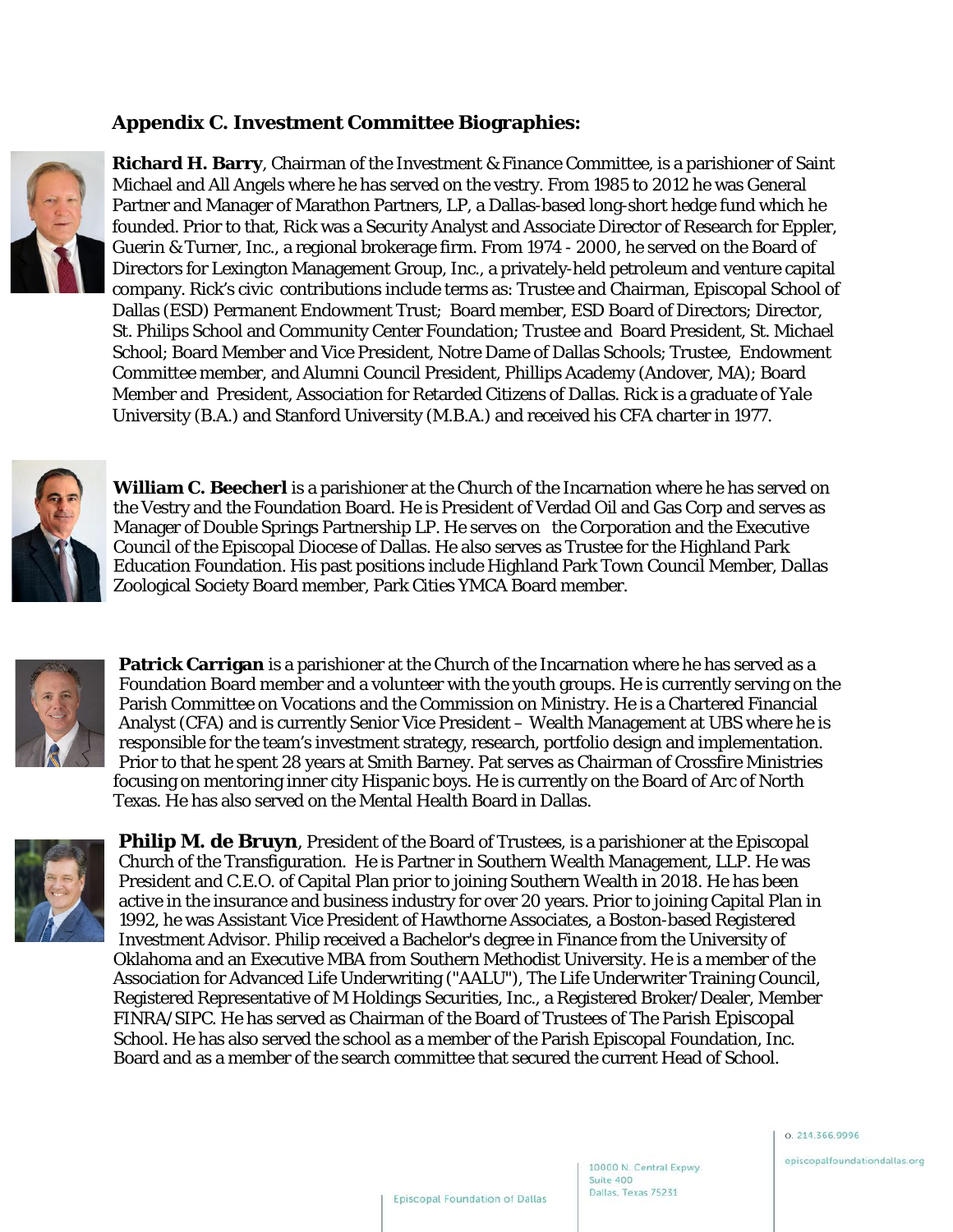## Appendix C. Investment Committee Biographies:

**Richard H. Barry**, Chairman of the Investment & Finance Committee, is a parishioner of Saint Michael and All Angels where he has served on the vestry. From 1985 to 2012 he was General Partner and Manager of Marathon Partners, LP, a Dallas-based long-short hedge fund which he founded. Prior to that, Rick was a Security Analyst and Associate Director of Research for Eppler, Guerin & Turner, Inc., a regional brokerage firm. From 1974 - 2000, he served on the Board of Directors for Lexington Management Group, Inc., a privately-held petroleum and venture capital company. Rick's civic contributions include terms as: Trustee and Chairman, Episcopal School of Dallas (ESD) Permanent Endowment Trust; Board member, ESD Board of Directors; Director, St. Philips School and Community Center Foundation; Trustee and Board President, St. Michael School; Board Member and Vice President, Notre Dame of Dallas Schools; Trustee, Endowment Committee member, and Alumni Council President, Phillips Academy (Andover, MA); Board Member and President, Association for Retarded Citizens of Dallas. Rick is a graduate of Yale University (B.A.) and Stanford University (M.B.A.) and received his CFA charter in 1977.

**William C. Beecherl** is a parishioner at the Church of the Incarnation where he has served on the Vestry and the Foundation Board. He is President of Verdad Oil and Gas Corp and serves as Manager of Double Springs Partnership LP. He serves on the Corporation and the Executive Council of the Episcopal Diocese of Dallas. He also serves as Trustee for the Highland Park Education Foundation. His past positions include Highland Park Town Council Member, Dallas Zoological Society Board member, Park Cities YMCA Board member.

**Patrick Carrigan** is a parishioner at the Church of the Incarnation where he has served as a Foundation Board member and a volunteer with the youth groups. He is currently serving on the Parish Committee on Vocations and the Commission on Ministry. He is a Chartered Financial Analyst (CFA) and is currently Senior Vice President – Wealth Management at UBS where he is responsible for the team's investment strategy, research, portfolio design and implementation. Prior to that he spent 28 years at Smith Barney. Pat serves as Chairman of Crossfire Ministries focusing on mentoring inner city Hispanic boys. He is currently on the Board of Arc of North Texas. He has also served on the Mental Health Board in Dallas.

**Philip M. de Bruyn**, President of the Board of Trustees, is a parishioner at the Episcopal Church of the Transfiguration. He is Partner in Southern Wealth Management, LLP. He was President and C.E.O. of Capital Plan prior to joining Southern Wealth in 2018. He has been active in the insurance and business industry for over 20 years. Prior to joining Capital Plan in 1992, he was Assistant Vice President of Hawthorne Associates, a Boston-based Registered Investment Advisor. Philip received a Bachelor's degree in Finance from the University of Oklahoma and an Executive MBA from Southern Methodist University. He is a member of the Association for Advanced Life Underwriting ("AALU"), The Life Underwriter Training Council, Registered Representative of M Holdings Securities, Inc., a Registered Broker/Dealer, Member FINRA/SIPC. He has served as Chairman of the Board of Trustees of The Parish Episcopal School. He has also served the school as a member of the Parish Episcopal Foundation, Inc. Board and as a member of the search committee that secured the current Head of School.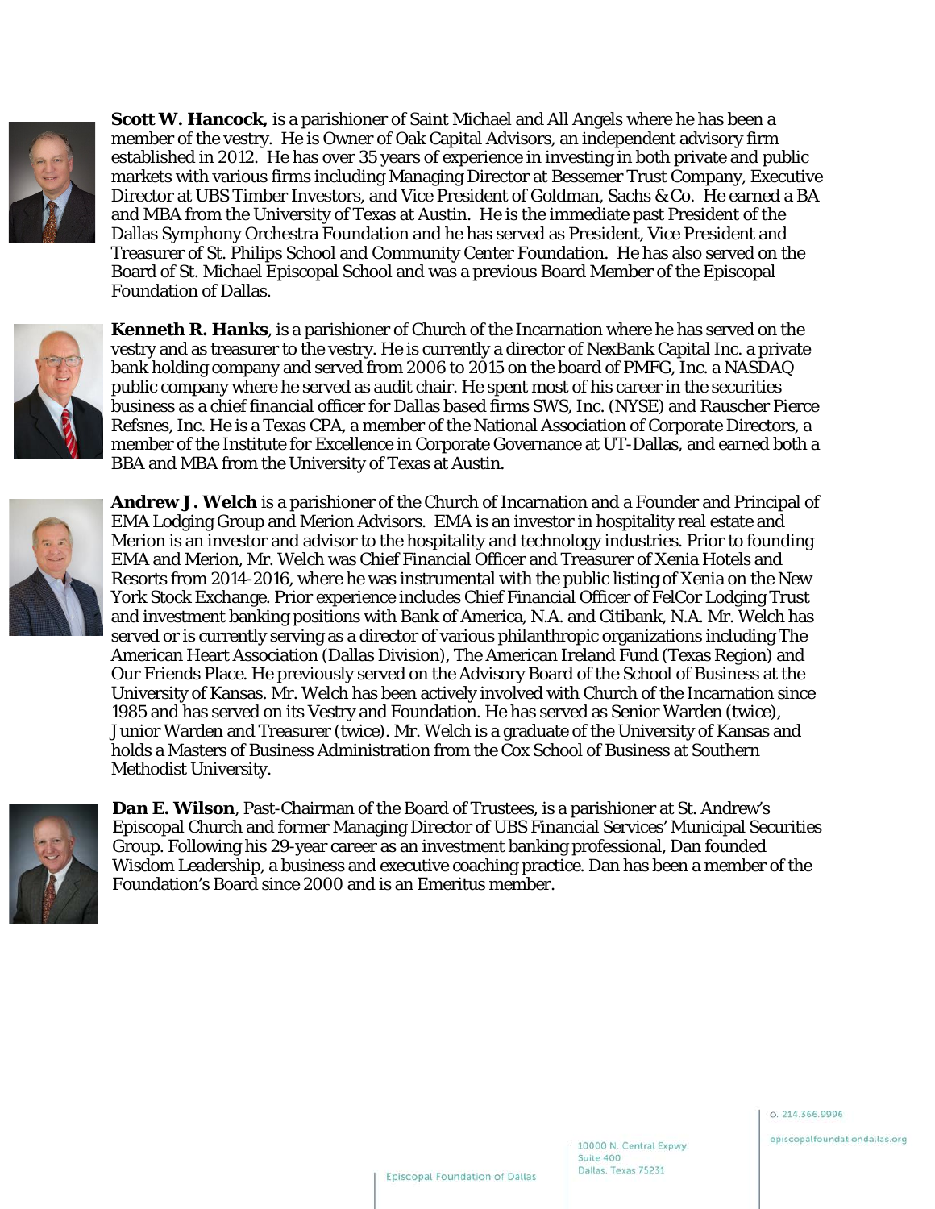**Scott W. Hancock,** is a parishioner of Saint Michael and All Angels where he has been a member of the vestry. He is Owner of Oak Capital Advisors, an independent advisory firm established in 2012. He has over 35 years of experience in investing in both private and public markets with various firms including Managing Director at Bessemer Trust Company, Executive Director at UBS Timber Investors, and Vice President of Goldman, Sachs & Co. He earned a BA and MBA from the University of Texas at Austin. He is the immediate past President of the Dallas Symphony Orchestra Foundation and he has served as President, Vice President and Treasurer of St. Philips School and Community Center Foundation. He has also served on the Board of St. Michael Episcopal School and was a previous Board Member of the Episcopal Foundation of Dallas.

**Kenneth R. Hanks**, is a parishioner of Church of the Incarnation where he has served on the vestry and as treasurer to the vestry. He is currently a director of NexBank Capital Inc. a private bank holding company and served from 2006 to 2015 on the board of PMFG, Inc. a NASDAQ public company where he served as audit chair. He spent most of his career in the securities business as a chief financial officer for Dallas based firms SWS, Inc. (NYSE) and Rauscher Pierce Refsnes, Inc. He is a Texas CPA, a member of the National Association of Corporate Directors, a member of the Institute for Excellence in Corporate Governance at UT-Dallas, and earned both a BBA and MBA from the University of Texas at Austin.

**Andrew J. Welch** is a parishioner of the Church of Incarnation and a Founder and Principal of EMA Lodging Group and Merion Advisors. EMA is an investor in hospitality real estate and Merion is an investor and advisor to the hospitality and technology industries. Prior to founding EMA and Merion, Mr. Welch was Chief Financial Officer and Treasurer of Xenia Hotels and Resorts from 2014-2016, where he was instrumental with the public listing of Xenia on the New York Stock Exchange. Prior experience includes Chief Financial Officer of FelCor Lodging Trust and investment banking positions with Bank of America, N.A. and Citibank, N.A. Mr. Welch has served or is currently serving as a director of various philanthropic organizations including The American Heart Association (Dallas Division), The American Ireland Fund (Texas Region) and Our Friends Place. He previously served on the Advisory Board of the School of Business at the University of Kansas. Mr. Welch has been actively involved with Church of the Incarnation since 1985 and has served on its Vestry and Foundation. He has served as Senior Warden (twice), Junior Warden and Treasurer (twice). Mr. Welch is a graduate of the University of Kansas and holds a Masters of Business Administration from the Cox School of Business at Southern Methodist University.

**Dan E. Wilson**, Past-Chairman of the Board of Trustees, is a parishioner at St. Andrew's Episcopal Church and former Managing Director of UBS Financial Services' Municipal Securities Group. Following his 29-year career as an investment banking professional, Dan founded Wisdom Leadership, a business and executive coaching practice. Dan has been a member of the Foundation's Board since 2000 and is an Emeritus member.